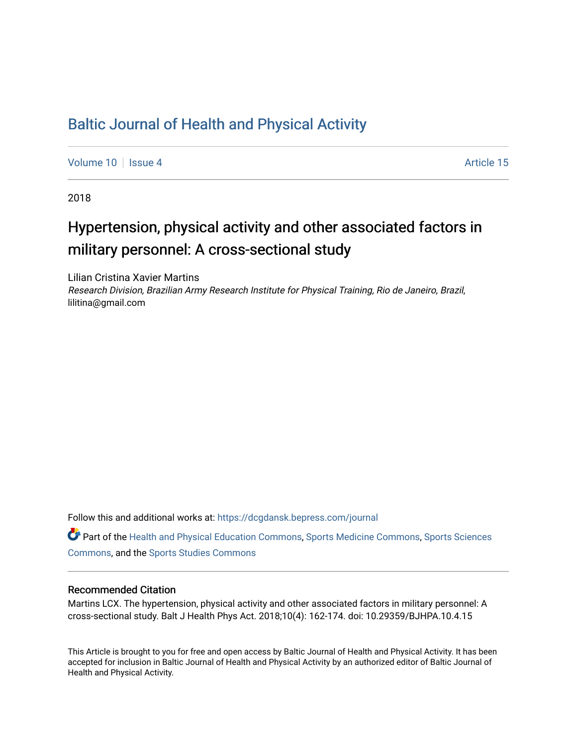# Baltic Journal of Health and Physical Activity

Volume 10 | Issue 4 Article 15

2018

## Hypertension, physical activity and other associated factors in military personnel: A cross-sectional study

Lilian Cristina Xavier Martins
*Research Division, Brazilian Army Research Institute for Physical Training, Rio de Janeiro, Brazil*, lilitina@gmail.com

Follow this and additional works at: https://dcgdansk.bepress.com/journal

Part of the Health and Physical Education Commons, Sports Medicine Commons, Sports Sciences Commons, and the Sports Studies Commons

### Recommended Citation

Martins LCX. The hypertension, physical activity and other associated factors in military personnel: A cross-sectional study. Balt J Health Phys Act. 2018;10(4): 162-174. doi: 10.29359/BJHPA.10.4.15

This Article is brought to you for free and open access by Baltic Journal of Health and Physical Activity. It has been accepted for inclusion in Baltic Journal of Health and Physical Activity by an authorized editor of Baltic Journal of Health and Physical Activity.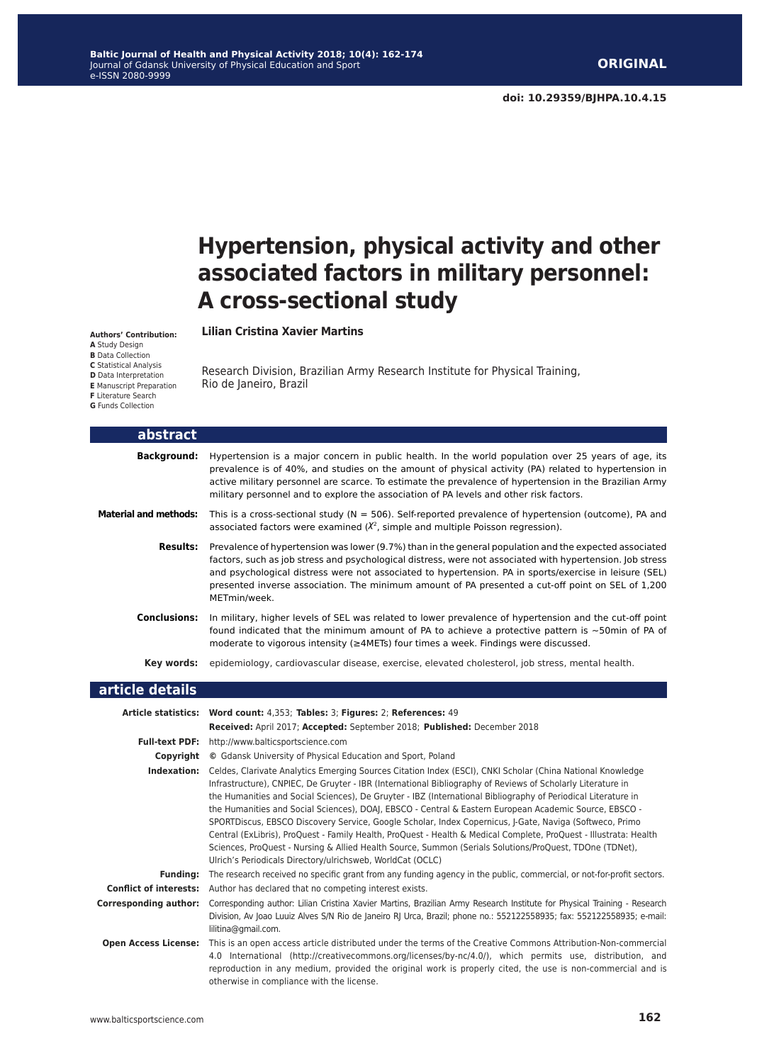**ORIGINAL**

**doi: 10.29359/BJHPA.10.4.15**

# Hypertension, physical activity and other associated factors in military personnel: A cross-sectional study

**Authors' Contribution:**
**A** Study Design
**B** Data Collection
**C** Statistical Analysis
**D** Data Interpretation
**E** Manuscript Preparation
**F** Literature Search
**G** Funds Collection

**Lilian Cristina Xavier Martins**

Research Division, Brazilian Army Research Institute for Physical Training, Rio de Janeiro, Brazil

## abstract

**Background:** Hypertension is a major concern in public health. In the world population over 25 years of age, its prevalence is of 40%, and studies on the amount of physical activity (PA) related to hypertension in active military personnel are scarce. To estimate the prevalence of hypertension in the Brazilian Army military personnel and to explore the association of PA levels and other risk factors.

**Material and methods:** This is a cross-sectional study (N = 506). Self-reported prevalence of hypertension (outcome), PA and associated factors were examined ($X^2$, simple and multiple Poisson regression).

**Results:** Prevalence of hypertension was lower (9.7%) than in the general population and the expected associated factors, such as job stress and psychological distress, were not associated with hypertension. Job stress and psychological distress were not associated to hypertension. PA in sports/exercise in leisure (SEL) presented inverse association. The minimum amount of PA presented a cut-off point on SEL of 1,200 METmin/week.

**Conclusions:** In military, higher levels of SEL was related to lower prevalence of hypertension and the cut-off point found indicated that the minimum amount of PA to achieve a protective pattern is ~50min of PA of moderate to vigorous intensity (≥4METs) four times a week. Findings were discussed.

**Key words:** epidemiology, cardiovascular disease, exercise, elevated cholesterol, job stress, mental health.

## article details

**Article statistics:** **Word count:** 4,353; **Tables:** 3; **Figures:** 2; **References:** 49
**Received:** April 2017; **Accepted:** September 2018; **Published:** December 2018

**Full-text PDF:** http://www.balticsportscience.com

**Copyright** © Gdansk University of Physical Education and Sport, Poland

**Indexation:** Celdes, Clarivate Analytics Emerging Sources Citation Index (ESCI), CNKI Scholar (China National Knowledge Infrastructure), CNPIEC, De Gruyter - IBR (International Bibliography of Reviews of Scholarly Literature in the Humanities and Social Sciences), De Gruyter - IBZ (International Bibliography of Periodical Literature in the Humanities and Social Sciences), DOAJ, EBSCO - Central & Eastern European Academic Source, EBSCO - SPORTDiscus, EBSCO Discovery Service, Google Scholar, Index Copernicus, J-Gate, Naviga (Softweco, Primo Central (ExLibris), ProQuest - Family Health, ProQuest - Health & Medical Complete, ProQuest - Illustrata: Health Sciences, ProQuest - Nursing & Allied Health Source, Summon (Serials Solutions/ProQuest, TDOne (TDNet), Ulrich's Periodicals Directory/ulrichsweb, WorldCat (OCLC)

**Funding:** The research received no specific grant from any funding agency in the public, commercial, or not-for-profit sectors.

**Conflict of interests:** Author has declared that no competing interest exists.

**Corresponding author:** Corresponding author: Lilian Cristina Xavier Martins, Brazilian Army Research Institute for Physical Training - Research Division, Av Joao Luuiz Alves S/N Rio de Janeiro RJ Urca, Brazil; phone no.: 552122558935; fax: 552122558935; e-mail: lilitina@gmail.com.

**Open Access License:** This is an open access article distributed under the terms of the Creative Commons Attribution-Non-commercial 4.0 International (http://creativecommons.org/licenses/by-nc/4.0/), which permits use, distribution, and reproduction in any medium, provided the original work is properly cited, the use is non-commercial and is otherwise in compliance with the license.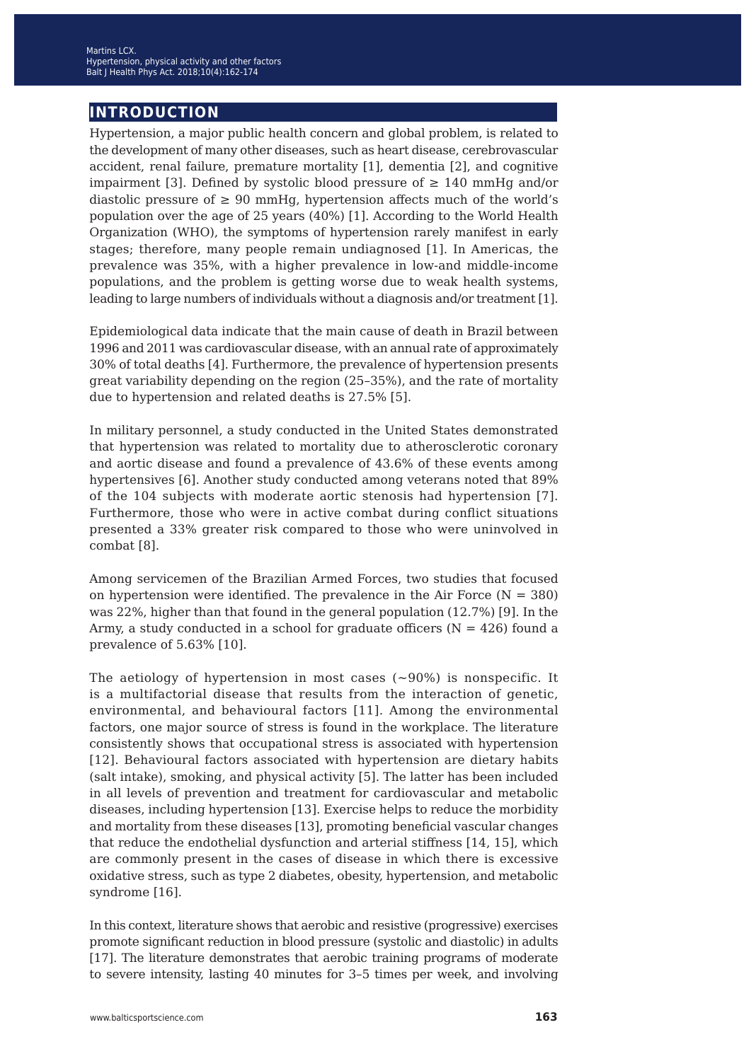## INTRODUCTION

Hypertension, a major public health concern and global problem, is related to the development of many other diseases, such as heart disease, cerebrovascular accident, renal failure, premature mortality [1], dementia [2], and cognitive impairment [3]. Defined by systolic blood pressure of ≥ 140 mmHg and/or diastolic pressure of ≥ 90 mmHg, hypertension affects much of the world's population over the age of 25 years (40%) [1]. According to the World Health Organization (WHO), the symptoms of hypertension rarely manifest in early stages; therefore, many people remain undiagnosed [1]. In Americas, the prevalence was 35%, with a higher prevalence in low-and middle-income populations, and the problem is getting worse due to weak health systems, leading to large numbers of individuals without a diagnosis and/or treatment [1].

Epidemiological data indicate that the main cause of death in Brazil between 1996 and 2011 was cardiovascular disease, with an annual rate of approximately 30% of total deaths [4]. Furthermore, the prevalence of hypertension presents great variability depending on the region (25–35%), and the rate of mortality due to hypertension and related deaths is 27.5% [5].

In military personnel, a study conducted in the United States demonstrated that hypertension was related to mortality due to atherosclerotic coronary and aortic disease and found a prevalence of 43.6% of these events among hypertensives [6]. Another study conducted among veterans noted that 89% of the 104 subjects with moderate aortic stenosis had hypertension [7]. Furthermore, those who were in active combat during conflict situations presented a 33% greater risk compared to those who were uninvolved in combat [8].

Among servicemen of the Brazilian Armed Forces, two studies that focused on hypertension were identified. The prevalence in the Air Force (N = 380) was 22%, higher than that found in the general population (12.7%) [9]. In the Army, a study conducted in a school for graduate officers (N = 426) found a prevalence of 5.63% [10].

The aetiology of hypertension in most cases (~90%) is nonspecific. It is a multifactorial disease that results from the interaction of genetic, environmental, and behavioural factors [11]. Among the environmental factors, one major source of stress is found in the workplace. The literature consistently shows that occupational stress is associated with hypertension [12]. Behavioural factors associated with hypertension are dietary habits (salt intake), smoking, and physical activity [5]. The latter has been included in all levels of prevention and treatment for cardiovascular and metabolic diseases, including hypertension [13]. Exercise helps to reduce the morbidity and mortality from these diseases [13], promoting beneficial vascular changes that reduce the endothelial dysfunction and arterial stiffness [14, 15], which are commonly present in the cases of disease in which there is excessive oxidative stress, such as type 2 diabetes, obesity, hypertension, and metabolic syndrome [16].

In this context, literature shows that aerobic and resistive (progressive) exercises promote significant reduction in blood pressure (systolic and diastolic) in adults [17]. The literature demonstrates that aerobic training programs of moderate to severe intensity, lasting 40 minutes for 3–5 times per week, and involving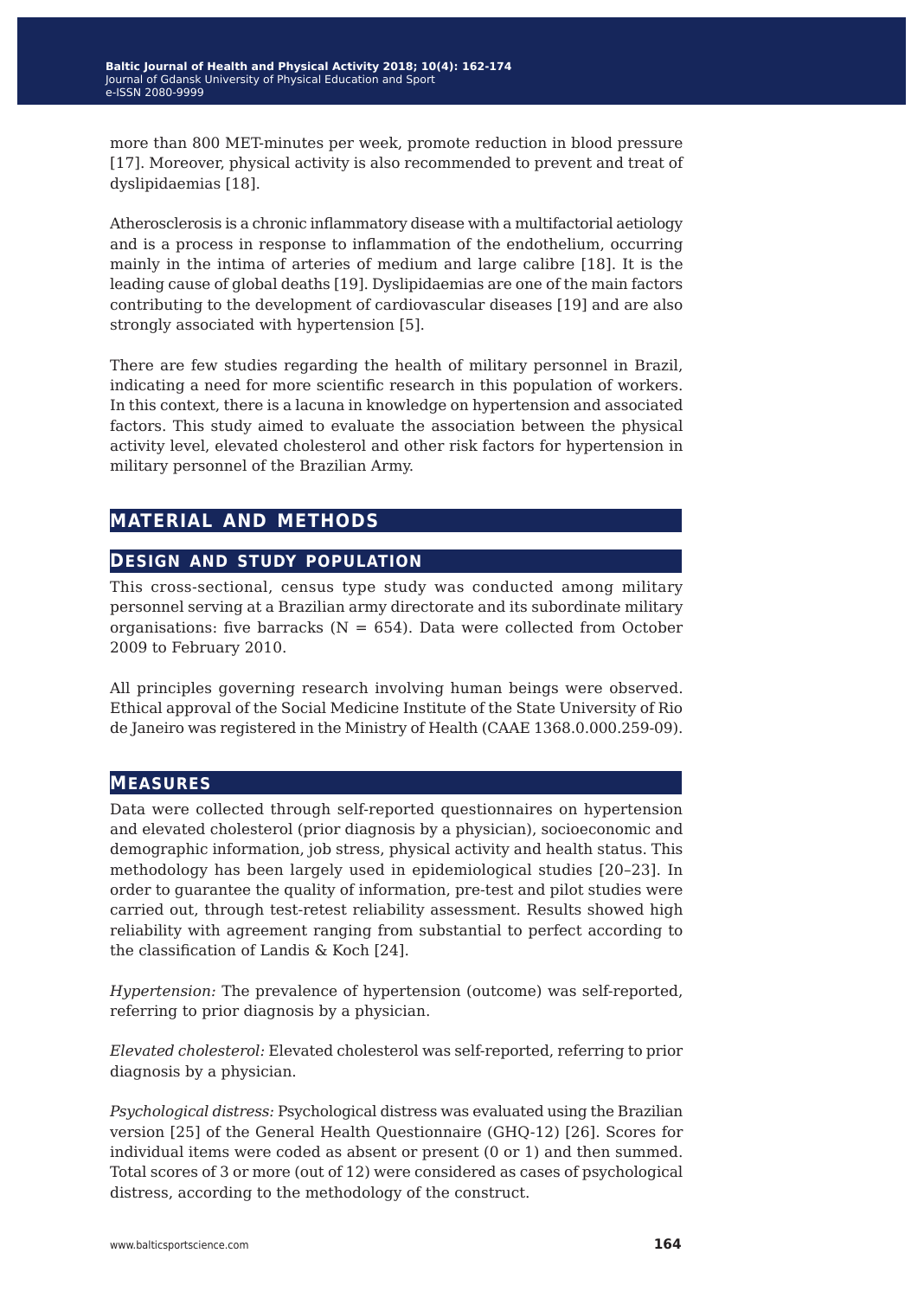more than 800 MET-minutes per week, promote reduction in blood pressure [17]. Moreover, physical activity is also recommended to prevent and treat of dyslipidaemias [18].

Atherosclerosis is a chronic inflammatory disease with a multifactorial aetiology and is a process in response to inflammation of the endothelium, occurring mainly in the intima of arteries of medium and large calibre [18]. It is the leading cause of global deaths [19]. Dyslipidaemias are one of the main factors contributing to the development of cardiovascular diseases [19] and are also strongly associated with hypertension [5].

There are few studies regarding the health of military personnel in Brazil, indicating a need for more scientific research in this population of workers. In this context, there is a lacuna in knowledge on hypertension and associated factors. This study aimed to evaluate the association between the physical activity level, elevated cholesterol and other risk factors for hypertension in military personnel of the Brazilian Army.

## MATERIAL AND METHODS

### Design and study population

This cross-sectional, census type study was conducted among military personnel serving at a Brazilian army directorate and its subordinate military organisations: five barracks (N = 654). Data were collected from October 2009 to February 2010.

All principles governing research involving human beings were observed. Ethical approval of the Social Medicine Institute of the State University of Rio de Janeiro was registered in the Ministry of Health (CAAE 1368.0.000.259-09).

### Measures

Data were collected through self-reported questionnaires on hypertension and elevated cholesterol (prior diagnosis by a physician), socioeconomic and demographic information, job stress, physical activity and health status. This methodology has been largely used in epidemiological studies [20–23]. In order to guarantee the quality of information, pre-test and pilot studies were carried out, through test-retest reliability assessment. Results showed high reliability with agreement ranging from substantial to perfect according to the classification of Landis & Koch [24].

*Hypertension:* The prevalence of hypertension (outcome) was self-reported, referring to prior diagnosis by a physician.

*Elevated cholesterol:* Elevated cholesterol was self-reported, referring to prior diagnosis by a physician.

*Psychological distress:* Psychological distress was evaluated using the Brazilian version [25] of the General Health Questionnaire (GHQ-12) [26]. Scores for individual items were coded as absent or present (0 or 1) and then summed. Total scores of 3 or more (out of 12) were considered as cases of psychological distress, according to the methodology of the construct.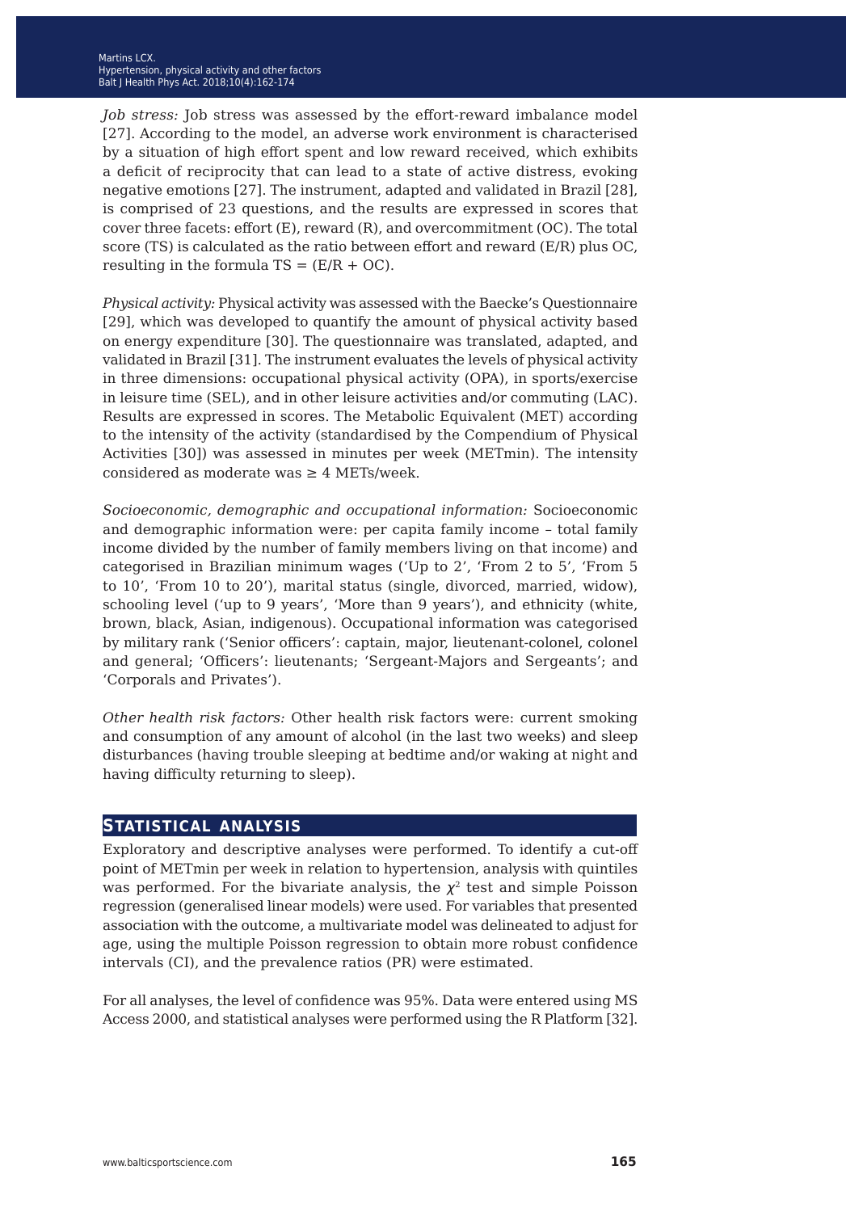*Job stress:* Job stress was assessed by the effort-reward imbalance model [27]. According to the model, an adverse work environment is characterised by a situation of high effort spent and low reward received, which exhibits a deficit of reciprocity that can lead to a state of active distress, evoking negative emotions [27]. The instrument, adapted and validated in Brazil [28], is comprised of 23 questions, and the results are expressed in scores that cover three facets: effort (E), reward (R), and overcommitment (OC). The total score (TS) is calculated as the ratio between effort and reward (E/R) plus OC, resulting in the formula $TS = (E/R + OC)$.

*Physical activity:* Physical activity was assessed with the Baecke's Questionnaire [29], which was developed to quantify the amount of physical activity based on energy expenditure [30]. The questionnaire was translated, adapted, and validated in Brazil [31]. The instrument evaluates the levels of physical activity in three dimensions: occupational physical activity (OPA), in sports/exercise in leisure time (SEL), and in other leisure activities and/or commuting (LAC). Results are expressed in scores. The Metabolic Equivalent (MET) according to the intensity of the activity (standardised by the Compendium of Physical Activities [30]) was assessed in minutes per week (METmin). The intensity considered as moderate was ≥ 4 METs/week.

*Socioeconomic, demographic and occupational information:* Socioeconomic and demographic information were: per capita family income – total family income divided by the number of family members living on that income) and categorised in Brazilian minimum wages ('Up to 2', 'From 2 to 5', 'From 5 to 10', 'From 10 to 20'), marital status (single, divorced, married, widow), schooling level ('up to 9 years', 'More than 9 years'), and ethnicity (white, brown, black, Asian, indigenous). Occupational information was categorised by military rank ('Senior officers': captain, major, lieutenant-colonel, colonel and general; 'Officers': lieutenants; 'Sergeant-Majors and Sergeants'; and 'Corporals and Privates').

*Other health risk factors:* Other health risk factors were: current smoking and consumption of any amount of alcohol (in the last two weeks) and sleep disturbances (having trouble sleeping at bedtime and/or waking at night and having difficulty returning to sleep).

## Statistical analysis

Exploratory and descriptive analyses were performed. To identify a cut-off point of METmin per week in relation to hypertension, analysis with quintiles was performed. For the bivariate analysis, the $\chi^2$ test and simple Poisson regression (generalised linear models) were used. For variables that presented association with the outcome, a multivariate model was delineated to adjust for age, using the multiple Poisson regression to obtain more robust confidence intervals (CI), and the prevalence ratios (PR) were estimated.

For all analyses, the level of confidence was 95%. Data were entered using MS Access 2000, and statistical analyses were performed using the R Platform [32].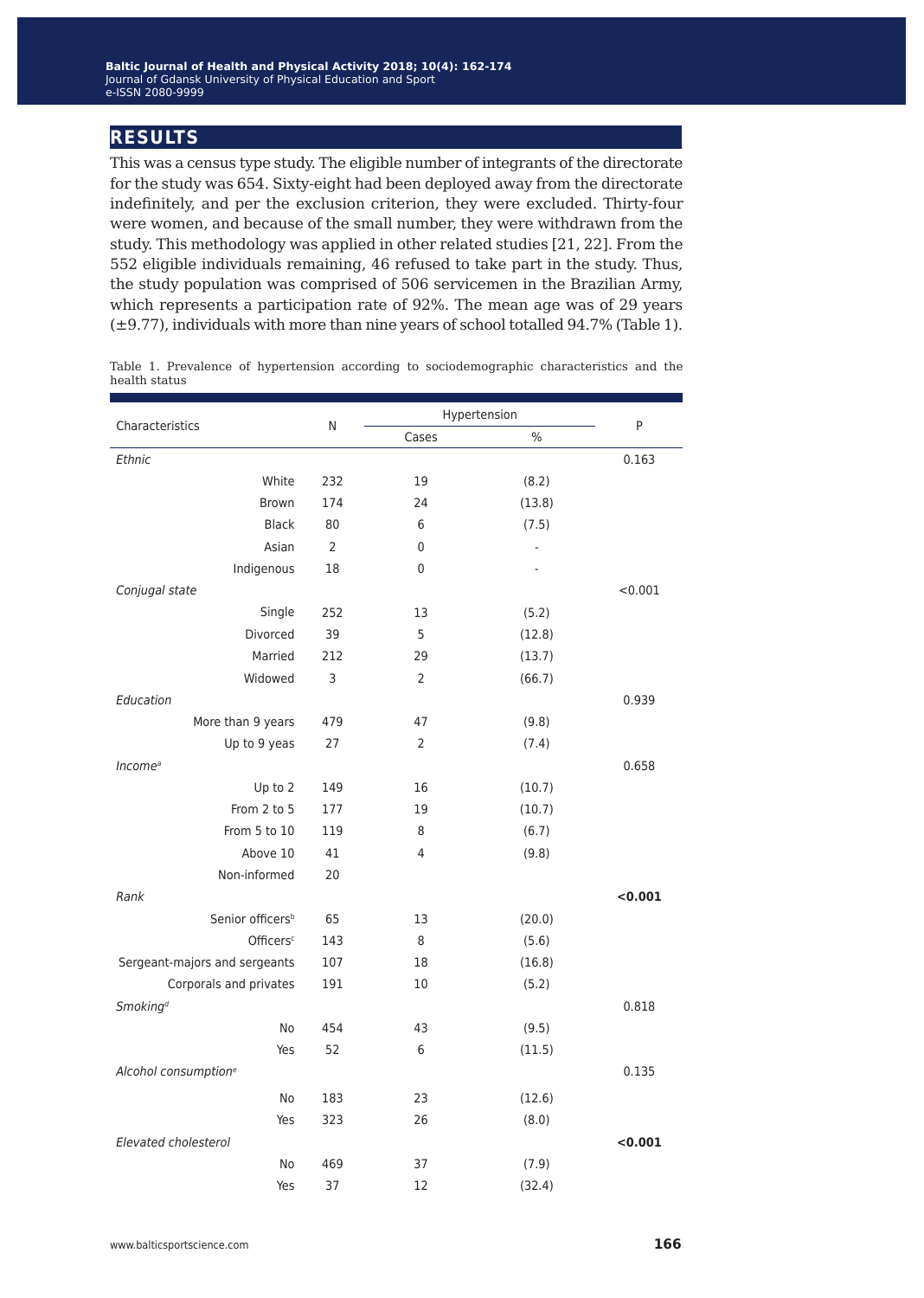## RESULTS

This was a census type study. The eligible number of integrants of the directorate for the study was 654. Sixty-eight had been deployed away from the directorate indefinitely, and per the exclusion criterion, they were excluded. Thirty-four were women, and because of the small number, they were withdrawn from the study. This methodology was applied in other related studies [21, 22]. From the 552 eligible individuals remaining, 46 refused to take part in the study. Thus, the study population was comprised of 506 servicemen in the Brazilian Army, which represents a participation rate of 92%. The mean age was of 29 years (±9.77), individuals with more than nine years of school totalled 94.7% (Table 1).

Table 1. Prevalence of hypertension according to sociodemographic characteristics and the health status

| Characteristics | N | Hypertension | | P |
|---|---|---|---|---|
| | | Cases | % | |
| *Ethnic* | | | | 0.163 |
| White | 232 | 19 | (8.2) | |
| Brown | 174 | 24 | (13.8) | |
| Black | 80 | 6 | (7.5) | |
| Asian | 2 | 0 | - | |
| Indigenous | 18 | 0 | - | |
| *Conjugal state* | | | | <0.001 |
| Single | 252 | 13 | (5.2) | |
| Divorced | 39 | 5 | (12.8) | |
| Married | 212 | 29 | (13.7) | |
| Widowed | 3 | 2 | (66.7) | |
| *Education* | | | | 0.939 |
| More than 9 years | 479 | 47 | (9.8) | |
| Up to 9 yeas | 27 | 2 | (7.4) | |
| *Income*[a] | | | | 0.658 |
| Up to 2 | 149 | 16 | (10.7) | |
| From 2 to 5 | 177 | 19 | (10.7) | |
| From 5 to 10 | 119 | 8 | (6.7) | |
| Above 10 | 41 | 4 | (9.8) | |
| Non-informed | 20 | | | |
| *Rank* | | | | **<0.001** |
| Senior officers[b] | 65 | 13 | (20.0) | |
| Officers[c] | 143 | 8 | (5.6) | |
| Sergeant-majors and sergeants | 107 | 18 | (16.8) | |
| Corporals and privates | 191 | 10 | (5.2) | |
| *Smoking*[d] | | | | 0.818 |
| No | 454 | 43 | (9.5) | |
| Yes | 52 | 6 | (11.5) | |
| *Alcohol consumption*[e] | | | | 0.135 |
| No | 183 | 23 | (12.6) | |
| Yes | 323 | 26 | (8.0) | |
| *Elevated cholesterol* | | | | **<0.001** |
| No | 469 | 37 | (7.9) | |
| Yes | 37 | 12 | (32.4) | |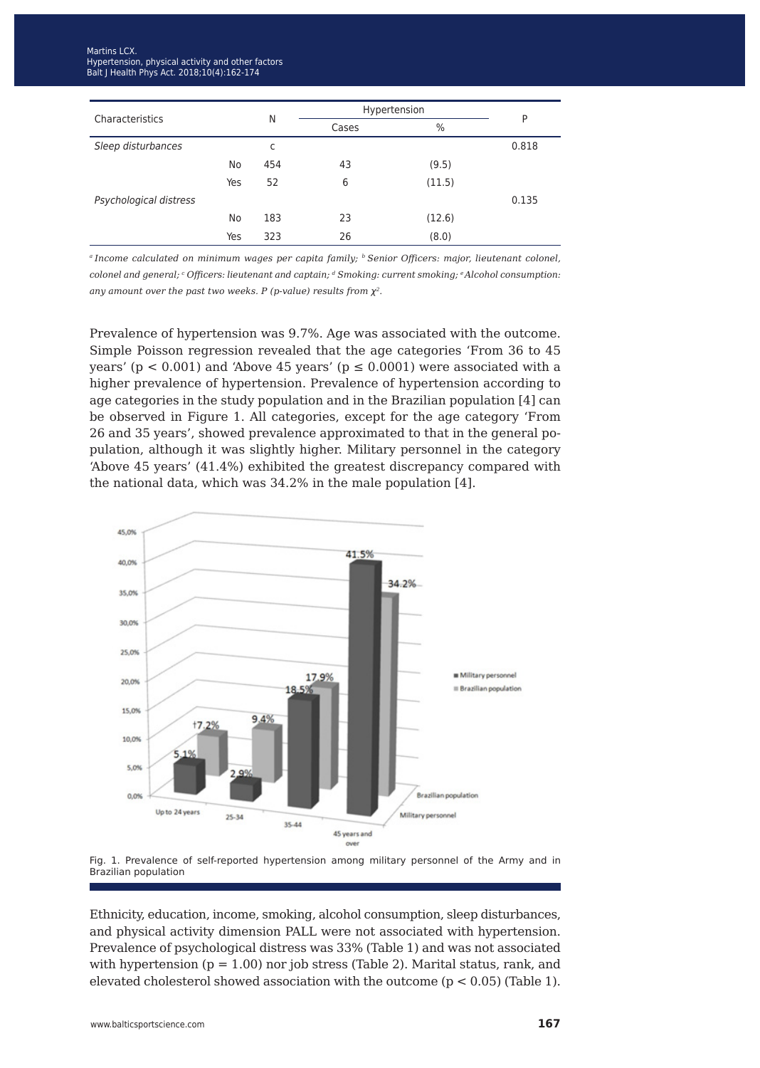| Characteristics | | N | Hypertension | | P |
|---|---|---|---|---|---|
| | | | Cases | % | |
| *Sleep disturbances* | | c | | | 0.818 |
| | No | 454 | 43 | (9.5) | |
| | Yes | 52 | 6 | (11.5) | |
| *Psychological distress* | | | | | 0.135 |
| | No | 183 | 23 | (12.6) | |
| | Yes | 323 | 26 | (8.0) | |

*[a] Income calculated on minimum wages per capita family; [b] Senior Officers: major, lieutenant colonel, colonel and general; [c] Officers: lieutenant and captain; [d] Smoking: current smoking; [e] Alcohol consumption: any amount over the past two weeks. P (p-value) results from $\chi^2$.*

Prevalence of hypertension was 9.7%. Age was associated with the outcome. Simple Poisson regression revealed that the age categories 'From 36 to 45 years' ($p < 0.001$) and 'Above 45 years' ($p \leq 0.0001$) were associated with a higher prevalence of hypertension. Prevalence of hypertension according to age categories in the study population and in the Brazilian population [4] can be observed in Figure 1. All categories, except for the age category 'From 26 and 35 years', showed prevalence approximated to that in the general population, although it was slightly higher. Military personnel in the category 'Above 45 years' (41.4%) exhibited the greatest discrepancy compared with the national data, which was 34.2% in the male population [4].

45,0%
40,0%
35,0%
30,0%
25,0%
20,0%
15,0%
10,0%
5,0%
0,0%
Up to 24 years
25-34
35-44
45 years and over
5.1%
†7.2%
2.9%
9.4%
18.5%
17.9%
41.5%
34.2%
Military personnel
Brazilian population

Fig. 1. Prevalence of self-reported hypertension among military personnel of the Army and in Brazilian population

Ethnicity, education, income, smoking, alcohol consumption, sleep disturbances, and physical activity dimension PALL were not associated with hypertension. Prevalence of psychological distress was 33% (Table 1) and was not associated with hypertension ($p = 1.00$) nor job stress (Table 2). Marital status, rank, and elevated cholesterol showed association with the outcome ($p < 0.05$) (Table 1).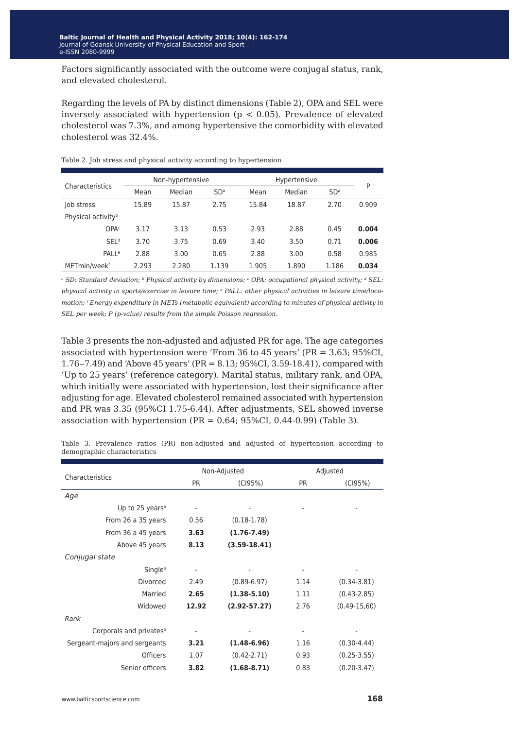Factors significantly associated with the outcome were conjugal status, rank, and elevated cholesterol.

Regarding the levels of PA by distinct dimensions (Table 2), OPA and SEL were inversely associated with hypertension ($p < 0.05$). Prevalence of elevated cholesterol was 7.3%, and among hypertensive the comorbidity with elevated cholesterol was 32.4%.

Table 2. Job stress and physical activity according to hypertension

| Characteristics | Non-hypertensive | | | Hypertensive | | | P |
|---|---|---|---|---|---|---|---|
| | Mean | Median | SD[a] | Mean | Median | SD[a] | |
| Job stress | 15.89 | 15.87 | 2.75 | 15.84 | 18.87 | 2.70 | 0.909 |
| Physical activity[b] | | | | | | | |
| OPA[c] | 3.17 | 3.13 | 0.53 | 2.93 | 2.88 | 0.45 | **0.004** |
| SEL[d] | 3.70 | 3.75 | 0.69 | 3.40 | 3.50 | 0.71 | **0.006** |
| PALL[e] | 2.88 | 3.00 | 0.65 | 2.88 | 3.00 | 0.58 | 0.985 |
| METmin/week[f] | 2.293 | 2.280 | 1.139 | 1.905 | 1.890 | 1.186 | **0.034** |

*[a] SD: Standard deviation; [b] Physical activity by dimensions; [c] OPA: occupational physical activity; [d] SEL: physical activity in sports/exercise in leisure time; [e] PALL: other physical activities in leisure time/locomotion; [f] Energy expenditure in METs (metabolic equivalent) according to minutes of physical activity in SEL per week; P (p-value) results from the simple Poisson regression.*

Table 3 presents the non-adjusted and adjusted PR for age. The age categories associated with hypertension were 'From 36 to 45 years' (PR = 3.63; 95%CI, 1.76–7.49) and 'Above 45 years' (PR = 8.13; 95%CI, 3.59-18.41), compared with 'Up to 25 years' (reference category). Marital status, military rank, and OPA, which initially were associated with hypertension, lost their significance after adjusting for age. Elevated cholesterol remained associated with hypertension and PR was 3.35 (95%CI 1.75-6.44). After adjustments, SEL showed inverse association with hypertension (PR = 0.64; 95%CI, 0.44-0.99) (Table 3).

Table 3. Prevalence ratios (PR) non-adjusted and adjusted of hypertension according to demographic characteristics

| Characteristics | Non-Adjusted | | Adjusted | |
|---|---|---|---|---|
| | PR | (CI95%) | PR | (CI95%) |
| *Age* | | | | |
| Up to 25 years[b] | - | - | - | - |
| From 26 a 35 years | 0.56 | (0.18-1.78) | | |
| From 36 a 45 years | **3.63** | **(1.76-7.49)** | | |
| Above 45 years | **8.13** | **(3.59-18.41)** | | |
| *Conjugal state* | | | | |
| Single[b] | - | - | - | - |
| Divorced | 2.49 | (0.89-6.97) | 1.14 | (0.34-3.81) |
| Married | **2.65** | **(1.38-5.10)** | 1.11 | (0.43-2.85) |
| Widowed | **12.92** | **(2.92-57.27)** | 2.76 | (0.49-15,60) |
| *Rank* | | | | |
| Corporals and privates[b] | - | - | - | - |
| Sergeant-majors and sergeants | **3.21** | **(1.48-6.96)** | 1.16 | (0.30-4.44) |
| Officers | 1.07 | (0.42-2.71) | 0.93 | (0.25-3.55) |
| Senior officers | **3.82** | **(1.68-8.71)** | 0.83 | (0.20-3.47) |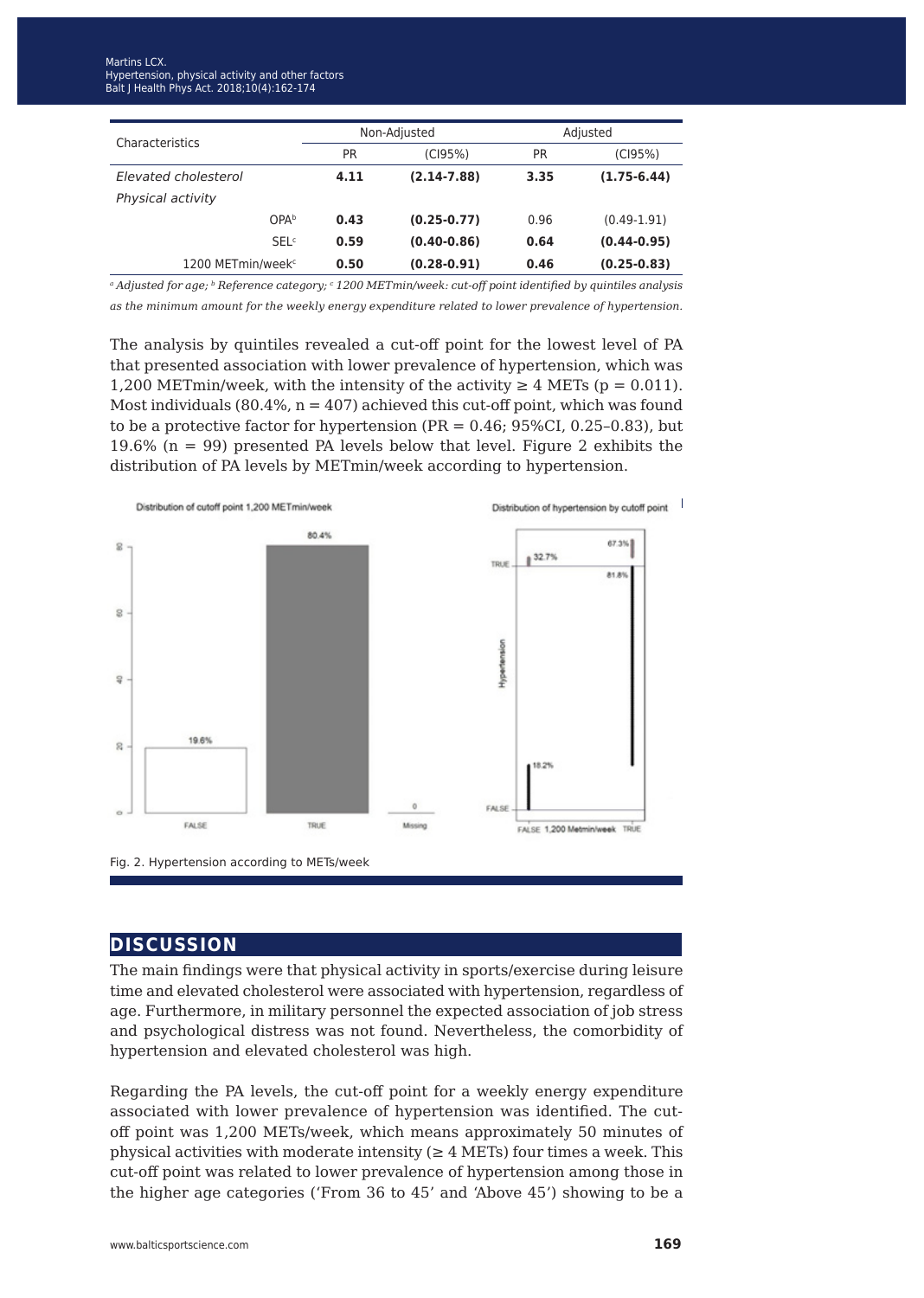| Characteristics | Non-Adjusted | | Adjusted | |
|---|---|---|---|---|
| | PR | (CI95%) | PR | (CI95%) |
| *Elevated cholesterol* | **4.11** | **(2.14-7.88)** | **3.35** | **(1.75-6.44)** |
| *Physical activity* | | | | |
| OPA[b] | **0.43** | **(0.25-0.77)** | 0.96 | (0.49-1.91) |
| SEL[c] | **0.59** | **(0.40-0.86)** | **0.64** | **(0.44-0.95)** |
| 1200 METmin/week[c] | **0.50** | **(0.28-0.91)** | **0.46** | **(0.25-0.83)** |

*[a] Adjusted for age; [b] Reference category; [c] 1200 METmin/week: cut-off point identified by quintiles analysis as the minimum amount for the weekly energy expenditure related to lower prevalence of hypertension.*

The analysis by quintiles revealed a cut-off point for the lowest level of PA that presented association with lower prevalence of hypertension, which was 1,200 METmin/week, with the intensity of the activity ≥ 4 METs ($p = 0.011$). Most individuals (80.4%, n = 407) achieved this cut-off point, which was found to be a protective factor for hypertension (PR = 0.46; 95%CI, 0.25–0.83), but 19.6% (n = 99) presented PA levels below that level. Figure 2 exhibits the distribution of PA levels by METmin/week according to hypertension.

Distribution of cutoff point 1,200 METmin/week

19.6%
80.4%
0
FALSE
TRUE
Missing

Distribution of hypertension by cutoff point

Hypertension
TRUE
FALSE
32.7%
67.3%
81.8%
18.2%
FALSE 1,200 Metmin/week TRUE

Fig. 2. Hypertension according to METs/week

## DISCUSSION

The main findings were that physical activity in sports/exercise during leisure time and elevated cholesterol were associated with hypertension, regardless of age. Furthermore, in military personnel the expected association of job stress and psychological distress was not found. Nevertheless, the comorbidity of hypertension and elevated cholesterol was high.

Regarding the PA levels, the cut-off point for a weekly energy expenditure associated with lower prevalence of hypertension was identified. The cut-off point was 1,200 METs/week, which means approximately 50 minutes of physical activities with moderate intensity (≥ 4 METs) four times a week. This cut-off point was related to lower prevalence of hypertension among those in the higher age categories ('From 36 to 45' and 'Above 45') showing to be a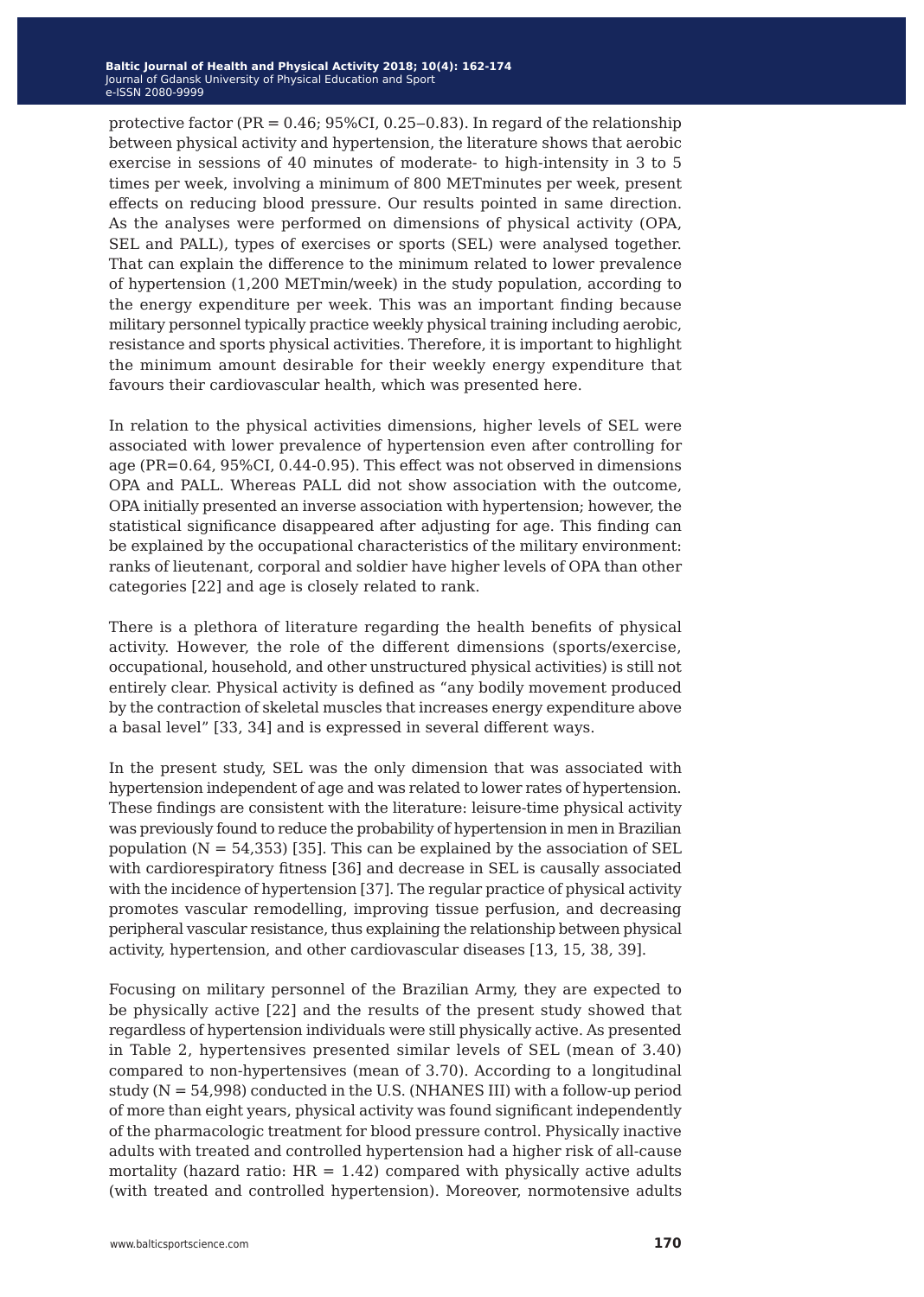protective factor (PR = 0.46; 95%CI, 0.25–0.83). In regard of the relationship between physical activity and hypertension, the literature shows that aerobic exercise in sessions of 40 minutes of moderate- to high-intensity in 3 to 5 times per week, involving a minimum of 800 METminutes per week, present effects on reducing blood pressure. Our results pointed in same direction. As the analyses were performed on dimensions of physical activity (OPA, SEL and PALL), types of exercises or sports (SEL) were analysed together. That can explain the difference to the minimum related to lower prevalence of hypertension (1,200 METmin/week) in the study population, according to the energy expenditure per week. This was an important finding because military personnel typically practice weekly physical training including aerobic, resistance and sports physical activities. Therefore, it is important to highlight the minimum amount desirable for their weekly energy expenditure that favours their cardiovascular health, which was presented here.

In relation to the physical activities dimensions, higher levels of SEL were associated with lower prevalence of hypertension even after controlling for age (PR=0.64, 95%CI, 0.44-0.95). This effect was not observed in dimensions OPA and PALL. Whereas PALL did not show association with the outcome, OPA initially presented an inverse association with hypertension; however, the statistical significance disappeared after adjusting for age. This finding can be explained by the occupational characteristics of the military environment: ranks of lieutenant, corporal and soldier have higher levels of OPA than other categories [22] and age is closely related to rank.

There is a plethora of literature regarding the health benefits of physical activity. However, the role of the different dimensions (sports/exercise, occupational, household, and other unstructured physical activities) is still not entirely clear. Physical activity is defined as "any bodily movement produced by the contraction of skeletal muscles that increases energy expenditure above a basal level" [33, 34] and is expressed in several different ways.

In the present study, SEL was the only dimension that was associated with hypertension independent of age and was related to lower rates of hypertension. These findings are consistent with the literature: leisure-time physical activity was previously found to reduce the probability of hypertension in men in Brazilian population (N = 54,353) [35]. This can be explained by the association of SEL with cardiorespiratory fitness [36] and decrease in SEL is causally associated with the incidence of hypertension [37]. The regular practice of physical activity promotes vascular remodelling, improving tissue perfusion, and decreasing peripheral vascular resistance, thus explaining the relationship between physical activity, hypertension, and other cardiovascular diseases [13, 15, 38, 39].

Focusing on military personnel of the Brazilian Army, they are expected to be physically active [22] and the results of the present study showed that regardless of hypertension individuals were still physically active. As presented in Table 2, hypertensives presented similar levels of SEL (mean of 3.40) compared to non-hypertensives (mean of 3.70). According to a longitudinal study (N = 54,998) conducted in the U.S. (NHANES III) with a follow-up period of more than eight years, physical activity was found significant independently of the pharmacologic treatment for blood pressure control. Physically inactive adults with treated and controlled hypertension had a higher risk of all-cause mortality (hazard ratio: HR = 1.42) compared with physically active adults (with treated and controlled hypertension). Moreover, normotensive adults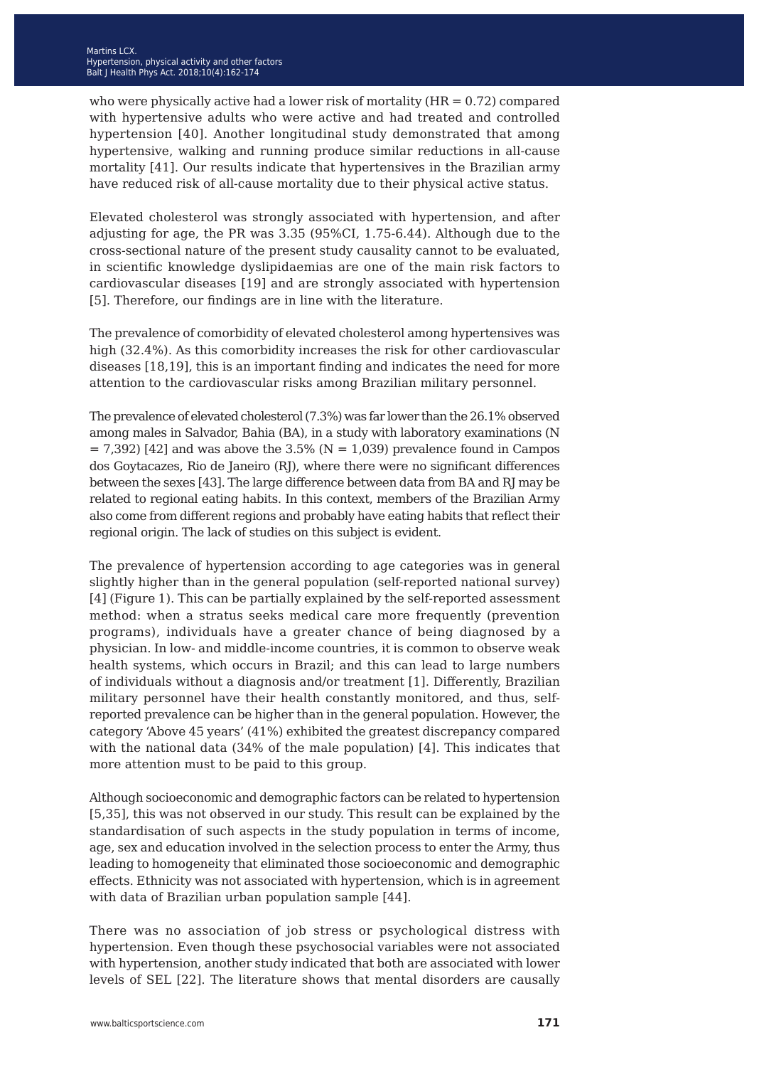who were physically active had a lower risk of mortality (HR = 0.72) compared with hypertensive adults who were active and had treated and controlled hypertension [40]. Another longitudinal study demonstrated that among hypertensive, walking and running produce similar reductions in all-cause mortality [41]. Our results indicate that hypertensives in the Brazilian army have reduced risk of all-cause mortality due to their physical active status.

Elevated cholesterol was strongly associated with hypertension, and after adjusting for age, the PR was 3.35 (95%CI, 1.75-6.44). Although due to the cross-sectional nature of the present study causality cannot to be evaluated, in scientific knowledge dyslipidaemias are one of the main risk factors to cardiovascular diseases [19] and are strongly associated with hypertension [5]. Therefore, our findings are in line with the literature.

The prevalence of comorbidity of elevated cholesterol among hypertensives was high (32.4%). As this comorbidity increases the risk for other cardiovascular diseases [18,19], this is an important finding and indicates the need for more attention to the cardiovascular risks among Brazilian military personnel.

The prevalence of elevated cholesterol (7.3%) was far lower than the 26.1% observed among males in Salvador, Bahia (BA), in a study with laboratory examinations (N = 7,392) [42] and was above the 3.5% (N = 1,039) prevalence found in Campos dos Goytacazes, Rio de Janeiro (RJ), where there were no significant differences between the sexes [43]. The large difference between data from BA and RJ may be related to regional eating habits. In this context, members of the Brazilian Army also come from different regions and probably have eating habits that reflect their regional origin. The lack of studies on this subject is evident.

The prevalence of hypertension according to age categories was in general slightly higher than in the general population (self-reported national survey) [4] (Figure 1). This can be partially explained by the self-reported assessment method: when a stratus seeks medical care more frequently (prevention programs), individuals have a greater chance of being diagnosed by a physician. In low- and middle-income countries, it is common to observe weak health systems, which occurs in Brazil; and this can lead to large numbers of individuals without a diagnosis and/or treatment [1]. Differently, Brazilian military personnel have their health constantly monitored, and thus, self-reported prevalence can be higher than in the general population. However, the category 'Above 45 years' (41%) exhibited the greatest discrepancy compared with the national data (34% of the male population) [4]. This indicates that more attention must to be paid to this group.

Although socioeconomic and demographic factors can be related to hypertension [5,35], this was not observed in our study. This result can be explained by the standardisation of such aspects in the study population in terms of income, age, sex and education involved in the selection process to enter the Army, thus leading to homogeneity that eliminated those socioeconomic and demographic effects. Ethnicity was not associated with hypertension, which is in agreement with data of Brazilian urban population sample [44].

There was no association of job stress or psychological distress with hypertension. Even though these psychosocial variables were not associated with hypertension, another study indicated that both are associated with lower levels of SEL [22]. The literature shows that mental disorders are causally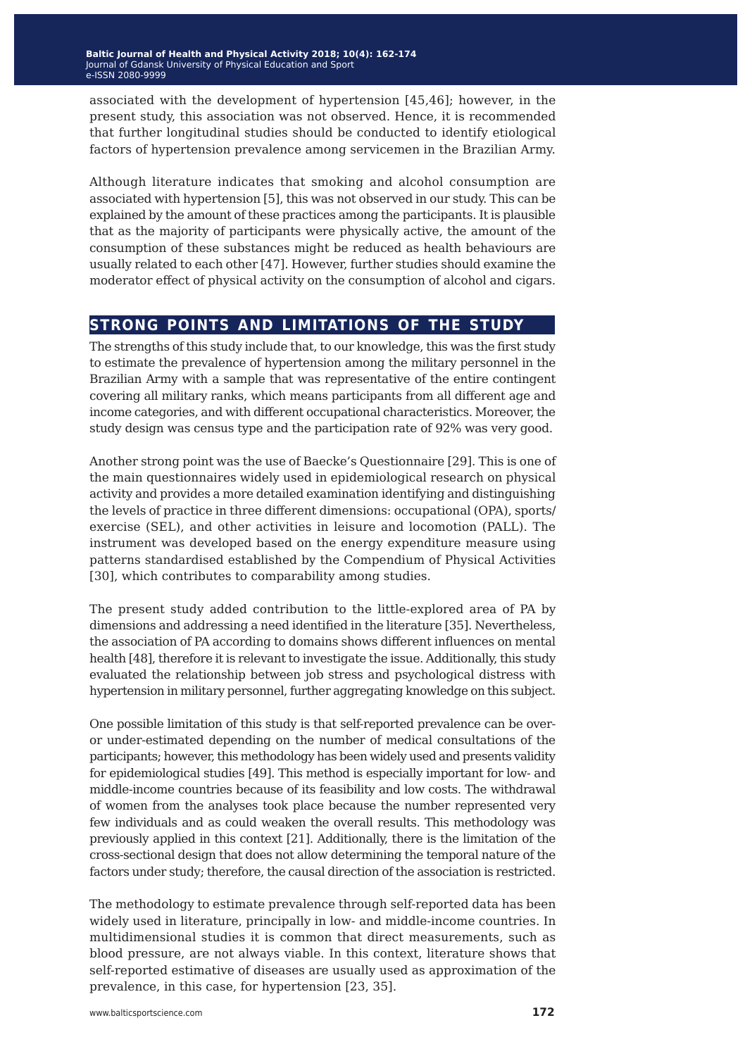associated with the development of hypertension [45,46]; however, in the present study, this association was not observed. Hence, it is recommended that further longitudinal studies should be conducted to identify etiological factors of hypertension prevalence among servicemen in the Brazilian Army.

Although literature indicates that smoking and alcohol consumption are associated with hypertension [5], this was not observed in our study. This can be explained by the amount of these practices among the participants. It is plausible that as the majority of participants were physically active, the amount of the consumption of these substances might be reduced as health behaviours are usually related to each other [47]. However, further studies should examine the moderator effect of physical activity on the consumption of alcohol and cigars.

## STRONG POINTS AND LIMITATIONS OF THE STUDY

The strengths of this study include that, to our knowledge, this was the first study to estimate the prevalence of hypertension among the military personnel in the Brazilian Army with a sample that was representative of the entire contingent covering all military ranks, which means participants from all different age and income categories, and with different occupational characteristics. Moreover, the study design was census type and the participation rate of 92% was very good.

Another strong point was the use of Baecke's Questionnaire [29]. This is one of the main questionnaires widely used in epidemiological research on physical activity and provides a more detailed examination identifying and distinguishing the levels of practice in three different dimensions: occupational (OPA), sports/exercise (SEL), and other activities in leisure and locomotion (PALL). The instrument was developed based on the energy expenditure measure using patterns standardised established by the Compendium of Physical Activities [30], which contributes to comparability among studies.

The present study added contribution to the little-explored area of PA by dimensions and addressing a need identified in the literature [35]. Nevertheless, the association of PA according to domains shows different influences on mental health [48], therefore it is relevant to investigate the issue. Additionally, this study evaluated the relationship between job stress and psychological distress with hypertension in military personnel, further aggregating knowledge on this subject.

One possible limitation of this study is that self-reported prevalence can be over- or under-estimated depending on the number of medical consultations of the participants; however, this methodology has been widely used and presents validity for epidemiological studies [49]. This method is especially important for low- and middle-income countries because of its feasibility and low costs. The withdrawal of women from the analyses took place because the number represented very few individuals and as could weaken the overall results. This methodology was previously applied in this context [21]. Additionally, there is the limitation of the cross-sectional design that does not allow determining the temporal nature of the factors under study; therefore, the causal direction of the association is restricted.

The methodology to estimate prevalence through self-reported data has been widely used in literature, principally in low- and middle-income countries. In multidimensional studies it is common that direct measurements, such as blood pressure, are not always viable. In this context, literature shows that self-reported estimative of diseases are usually used as approximation of the prevalence, in this case, for hypertension [23, 35].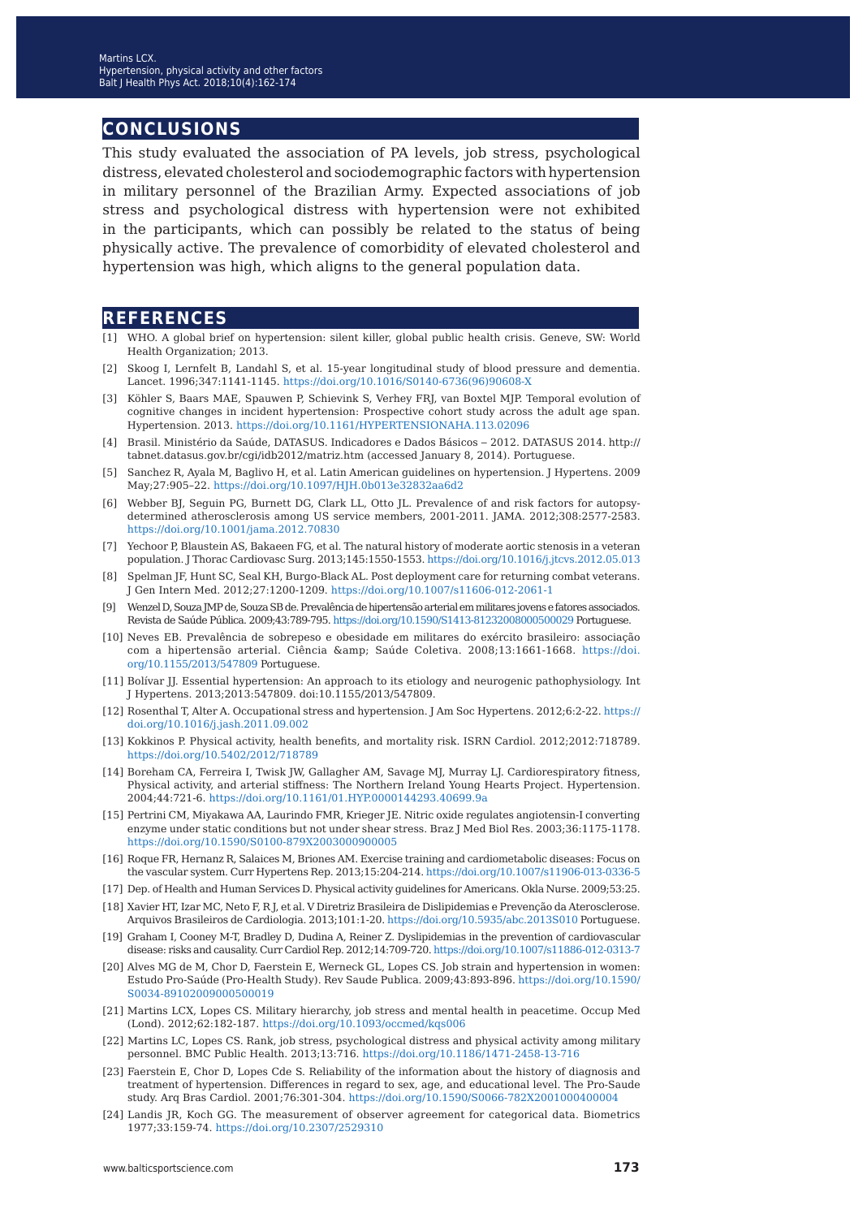## CONCLUSIONS

This study evaluated the association of PA levels, job stress, psychological distress, elevated cholesterol and sociodemographic factors with hypertension in military personnel of the Brazilian Army. Expected associations of job stress and psychological distress with hypertension were not exhibited in the participants, which can possibly be related to the status of being physically active. The prevalence of comorbidity of elevated cholesterol and hypertension was high, which aligns to the general population data.

## REFERENCES

[1] WHO. A global brief on hypertension: silent killer, global public health crisis. Geneve, SW: World Health Organization; 2013.

[2] Skoog I, Lernfelt B, Landahl S, et al. 15-year longitudinal study of blood pressure and dementia. Lancet. 1996;347:1141-1145. https://doi.org/10.1016/S0140-6736(96)90608-X

[3] Köhler S, Baars MAE, Spauwen P, Schievink S, Verhey FRJ, van Boxtel MJP. Temporal evolution of cognitive changes in incident hypertension: Prospective cohort study across the adult age span. Hypertension. 2013. https://doi.org/10.1161/HYPERTENSIONAHA.113.02096

[4] Brasil. Ministério da Saúde, DATASUS. Indicadores e Dados Básicos – 2012. DATASUS 2014. http://tabnet.datasus.gov.br/cgi/idb2012/matriz.htm (accessed January 8, 2014). Portuguese.

[5] Sanchez R, Ayala M, Baglivo H, et al. Latin American guidelines on hypertension. J Hypertens. 2009 May;27:905–22. https://doi.org/10.1097/HJH.0b013e32832aa6d2

[6] Webber BJ, Seguin PG, Burnett DG, Clark LL, Otto JL. Prevalence of and risk factors for autopsy-determined atherosclerosis among US service members, 2001-2011. JAMA. 2012;308:2577-2583. https://doi.org/10.1001/jama.2012.70830

[7] Yechoor P, Blaustein AS, Bakaeen FG, et al. The natural history of moderate aortic stenosis in a veteran population. J Thorac Cardiovasc Surg. 2013;145:1550-1553. https://doi.org/10.1016/j.jtcvs.2012.05.013

[8] Spelman JF, Hunt SC, Seal KH, Burgo-Black AL. Post deployment care for returning combat veterans. J Gen Intern Med. 2012;27:1200-1209. https://doi.org/10.1007/s11606-012-2061-1

[9] Wenzel D, Souza JMP de, Souza SB de. Prevalência de hipertensão arterial em militares jovens e fatores associados. Revista de Saúde Pública. 2009;43:789-795. https://doi.org/10.1590/S1413-81232008000500029 Portuguese.

[10] Neves EB. Prevalência de sobrepeso e obesidade em militares do exército brasileiro: associação com a hipertensão arterial. Ciência &amp; Saúde Coletiva. 2008;13:1661-1668. https://doi.org/10.1155/2013/547809 Portuguese.

[11] Bolívar JJ. Essential hypertension: An approach to its etiology and neurogenic pathophysiology. Int J Hypertens. 2013;2013:547809. doi:10.1155/2013/547809.

[12] Rosenthal T, Alter A. Occupational stress and hypertension. J Am Soc Hypertens. 2012;6:2-22. https://doi.org/10.1016/j.jash.2011.09.002

[13] Kokkinos P. Physical activity, health benefits, and mortality risk. ISRN Cardiol. 2012;2012:718789. https://doi.org/10.5402/2012/718789

[14] Boreham CA, Ferreira I, Twisk JW, Gallagher AM, Savage MJ, Murray LJ. Cardiorespiratory fitness, Physical activity, and arterial stiffness: The Northern Ireland Young Hearts Project. Hypertension. 2004;44:721-6. https://doi.org/10.1161/01.HYP.0000144293.40699.9a

[15] Pertrini CM, Miyakawa AA, Laurindo FMR, Krieger JE. Nitric oxide regulates angiotensin-I converting enzyme under static conditions but not under shear stress. Braz J Med Biol Res. 2003;36:1175-1178. https://doi.org/10.1590/S0100-879X2003000900005

[16] Roque FR, Hernanz R, Salaices M, Briones AM. Exercise training and cardiometabolic diseases: Focus on the vascular system. Curr Hypertens Rep. 2013;15:204-214. https://doi.org/10.1007/s11906-013-0336-5

[17] Dep. of Health and Human Services D. Physical activity guidelines for Americans. Okla Nurse. 2009;53:25.

[18] Xavier HT, Izar MC, Neto F, R J, et al. V Diretriz Brasileira de Dislipidemias e Prevenção da Aterosclerose. Arquivos Brasileiros de Cardiologia. 2013;101:1-20. https://doi.org/10.5935/abc.2013S010 Portuguese.

[19] Graham I, Cooney M-T, Bradley D, Dudina A, Reiner Z. Dyslipidemias in the prevention of cardiovascular disease: risks and causality. Curr Cardiol Rep. 2012;14:709-720. https://doi.org/10.1007/s11886-012-0313-7

[20] Alves MG de M, Chor D, Faerstein E, Werneck GL, Lopes CS. Job strain and hypertension in women: Estudo Pro-Saúde (Pro-Health Study). Rev Saude Publica. 2009;43:893-896. https://doi.org/10.1590/S0034-89102009000500019

[21] Martins LCX, Lopes CS. Military hierarchy, job stress and mental health in peacetime. Occup Med (Lond). 2012;62:182-187. https://doi.org/10.1093/occmed/kqs006

[22] Martins LC, Lopes CS. Rank, job stress, psychological distress and physical activity among military personnel. BMC Public Health. 2013;13:716. https://doi.org/10.1186/1471-2458-13-716

[23] Faerstein E, Chor D, Lopes Cde S. Reliability of the information about the history of diagnosis and treatment of hypertension. Differences in regard to sex, age, and educational level. The Pro-Saude study. Arq Bras Cardiol. 2001;76:301-304. https://doi.org/10.1590/S0066-782X2001000400004

[24] Landis JR, Koch GG. The measurement of observer agreement for categorical data. Biometrics 1977;33:159-74. https://doi.org/10.2307/2529310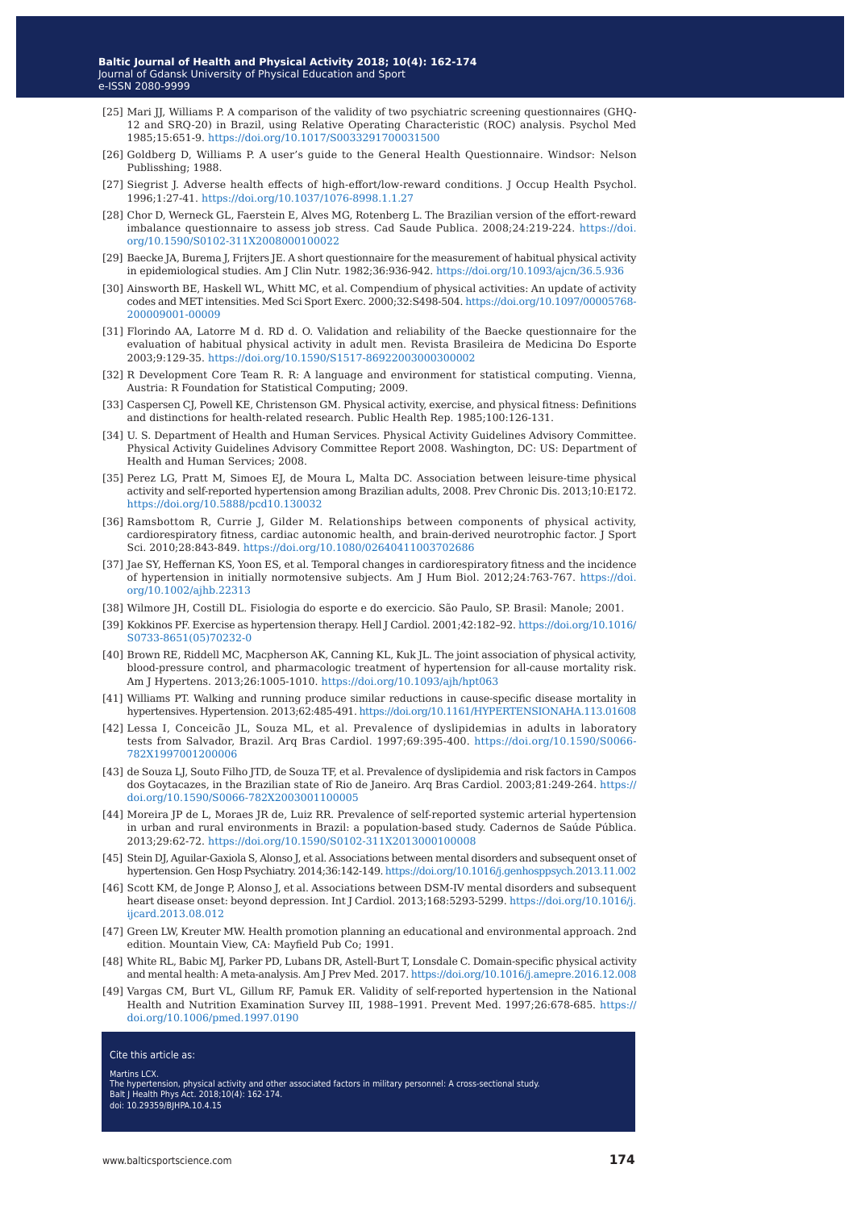[25] Mari JJ, Williams P. A comparison of the validity of two psychiatric screening questionnaires (GHQ-12 and SRQ-20) in Brazil, using Relative Operating Characteristic (ROC) analysis. Psychol Med 1985;15:651-9. https://doi.org/10.1017/S0033291700031500

[26] Goldberg D, Williams P. A user's guide to the General Health Questionnaire. Windsor: Nelson Publisshing; 1988.

[27] Siegrist J. Adverse health effects of high-effort/low-reward conditions. J Occup Health Psychol. 1996;1:27-41. https://doi.org/10.1037/1076-8998.1.1.27

[28] Chor D, Werneck GL, Faerstein E, Alves MG, Rotenberg L. The Brazilian version of the effort-reward imbalance questionnaire to assess job stress. Cad Saude Publica. 2008;24:219-224. https://doi.org/10.1590/S0102-311X2008000100022

[29] Baecke JA, Burema J, Frijters JE. A short questionnaire for the measurement of habitual physical activity in epidemiological studies. Am J Clin Nutr. 1982;36:936-942. https://doi.org/10.1093/ajcn/36.5.936

[30] Ainsworth BE, Haskell WL, Whitt MC, et al. Compendium of physical activities: An update of activity codes and MET intensities. Med Sci Sport Exerc. 2000;32:S498-504. https://doi.org/10.1097/00005768-200009001-00009

[31] Florindo AA, Latorre M d. RD d. O. Validation and reliability of the Baecke questionnaire for the evaluation of habitual physical activity in adult men. Revista Brasileira de Medicina Do Esporte 2003;9:129-35. https://doi.org/10.1590/S1517-86922003000300002

[32] R Development Core Team R. R: A language and environment for statistical computing. Vienna, Austria: R Foundation for Statistical Computing; 2009.

[33] Caspersen CJ, Powell KE, Christenson GM. Physical activity, exercise, and physical fitness: Definitions and distinctions for health-related research. Public Health Rep. 1985;100:126-131.

[34] U. S. Department of Health and Human Services. Physical Activity Guidelines Advisory Committee. Physical Activity Guidelines Advisory Committee Report 2008. Washington, DC: US: Department of Health and Human Services; 2008.

[35] Perez LG, Pratt M, Simoes EJ, de Moura L, Malta DC. Association between leisure-time physical activity and self-reported hypertension among Brazilian adults, 2008. Prev Chronic Dis. 2013;10:E172. https://doi.org/10.5888/pcd10.130032

[36] Ramsbottom R, Currie J, Gilder M. Relationships between components of physical activity, cardiorespiratory fitness, cardiac autonomic health, and brain-derived neurotrophic factor. J Sport Sci. 2010;28:843-849. https://doi.org/10.1080/02640411003702686

[37] Jae SY, Heffernan KS, Yoon ES, et al. Temporal changes in cardiorespiratory fitness and the incidence of hypertension in initially normotensive subjects. Am J Hum Biol. 2012;24:763-767. https://doi.org/10.1002/ajhb.22313

[38] Wilmore JH, Costill DL. Fisiologia do esporte e do exercicio. São Paulo, SP. Brasil: Manole; 2001.

[39] Kokkinos PF. Exercise as hypertension therapy. Hell J Cardiol. 2001;42:182–92. https://doi.org/10.1016/S0733-8651(05)70232-0

[40] Brown RE, Riddell MC, Macpherson AK, Canning KL, Kuk JL. The joint association of physical activity, blood-pressure control, and pharmacologic treatment of hypertension for all-cause mortality risk. Am J Hypertens. 2013;26:1005-1010. https://doi.org/10.1093/ajh/hpt063

[41] Williams PT. Walking and running produce similar reductions in cause-specific disease mortality in hypertensives. Hypertension. 2013;62:485-491. https://doi.org/10.1161/HYPERTENSIONAHA.113.01608

[42] Lessa I, Conceicão JL, Souza ML, et al. Prevalence of dyslipidemias in adults in laboratory tests from Salvador, Brazil. Arq Bras Cardiol. 1997;69:395-400. https://doi.org/10.1590/S0066-782X1997001200006

[43] de Souza LJ, Souto Filho JTD, de Souza TF, et al. Prevalence of dyslipidemia and risk factors in Campos dos Goytacazes, in the Brazilian state of Rio de Janeiro. Arq Bras Cardiol. 2003;81:249-264. https://doi.org/10.1590/S0066-782X2003001100005

[44] Moreira JP de L, Moraes JR de, Luiz RR. Prevalence of self-reported systemic arterial hypertension in urban and rural environments in Brazil: a population-based study. Cadernos de Saúde Pública. 2013;29:62-72. https://doi.org/10.1590/S0102-311X2013000100008

[45] Stein DJ, Aguilar-Gaxiola S, Alonso J, et al. Associations between mental disorders and subsequent onset of hypertension. Gen Hosp Psychiatry. 2014;36:142-149. https://doi.org/10.1016/j.genhosppsych.2013.11.002

[46] Scott KM, de Jonge P, Alonso J, et al. Associations between DSM-IV mental disorders and subsequent heart disease onset: beyond depression. Int J Cardiol. 2013;168:5293-5299. https://doi.org/10.1016/j.ijcard.2013.08.012

[47] Green LW, Kreuter MW. Health promotion planning an educational and environmental approach. 2nd edition. Mountain View, CA: Mayfield Pub Co; 1991.

[48] White RL, Babic MJ, Parker PD, Lubans DR, Astell-Burt T, Lonsdale C. Domain-specific physical activity and mental health: A meta-analysis. Am J Prev Med. 2017. https://doi.org/10.1016/j.amepre.2016.12.008

[49] Vargas CM, Burt VL, Gillum RF, Pamuk ER. Validity of self-reported hypertension in the National Health and Nutrition Examination Survey III, 1988–1991. Prevent Med. 1997;26:678-685. https://doi.org/10.1006/pmed.1997.0190

Cite this article as:

Martins LCX.
The hypertension, physical activity and other associated factors in military personnel: A cross-sectional study.
Balt J Health Phys Act. 2018;10(4): 162-174.
doi: 10.29359/BJHPA.10.4.15